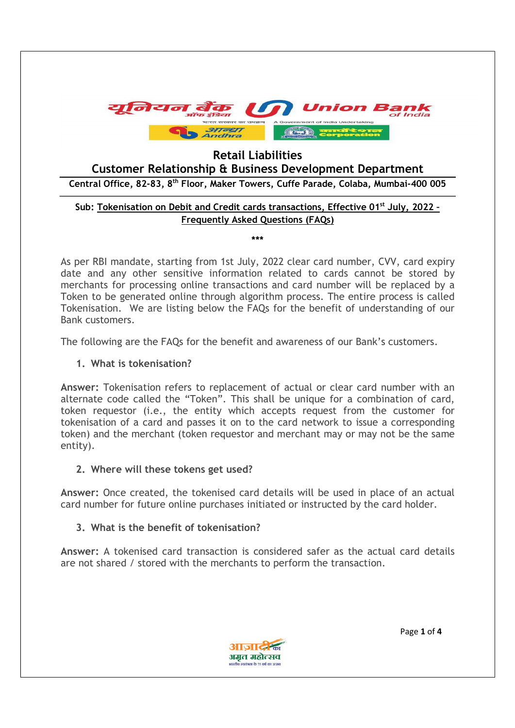## Retail Liabilities
## Customer Relationship & Business Development Department

**Central Office, 82-83, 8th Floor, Maker Towers, Cuffe Parade, Colaba, Mumbai-400 005**

**Sub: Tokenisation on Debit and Credit cards transactions, Effective 01st July, 2022 – Frequently Asked Questions (FAQs)**

\*\*\*

As per RBI mandate, starting from 1st July, 2022 clear card number, CVV, card expiry date and any other sensitive information related to cards cannot be stored by merchants for processing online transactions and card number will be replaced by a Token to be generated online through algorithm process. The entire process is called Tokenisation. We are listing below the FAQs for the benefit of understanding of our Bank customers.

The following are the FAQs for the benefit and awareness of our Bank's customers.

1. **What is tokenisation?**

**Answer:** Tokenisation refers to replacement of actual or clear card number with an alternate code called the "Token". This shall be unique for a combination of card, token requestor (i.e., the entity which accepts request from the customer for tokenisation of a card and passes it on to the card network to issue a corresponding token) and the merchant (token requestor and merchant may or may not be the same entity).

2. **Where will these tokens get used?**

**Answer:** Once created, the tokenised card details will be used in place of an actual card number for future online purchases initiated or instructed by the card holder.

3. **What is the benefit of tokenisation?**

**Answer:** A tokenised card transaction is considered safer as the actual card details are not shared / stored with the merchants to perform the transaction.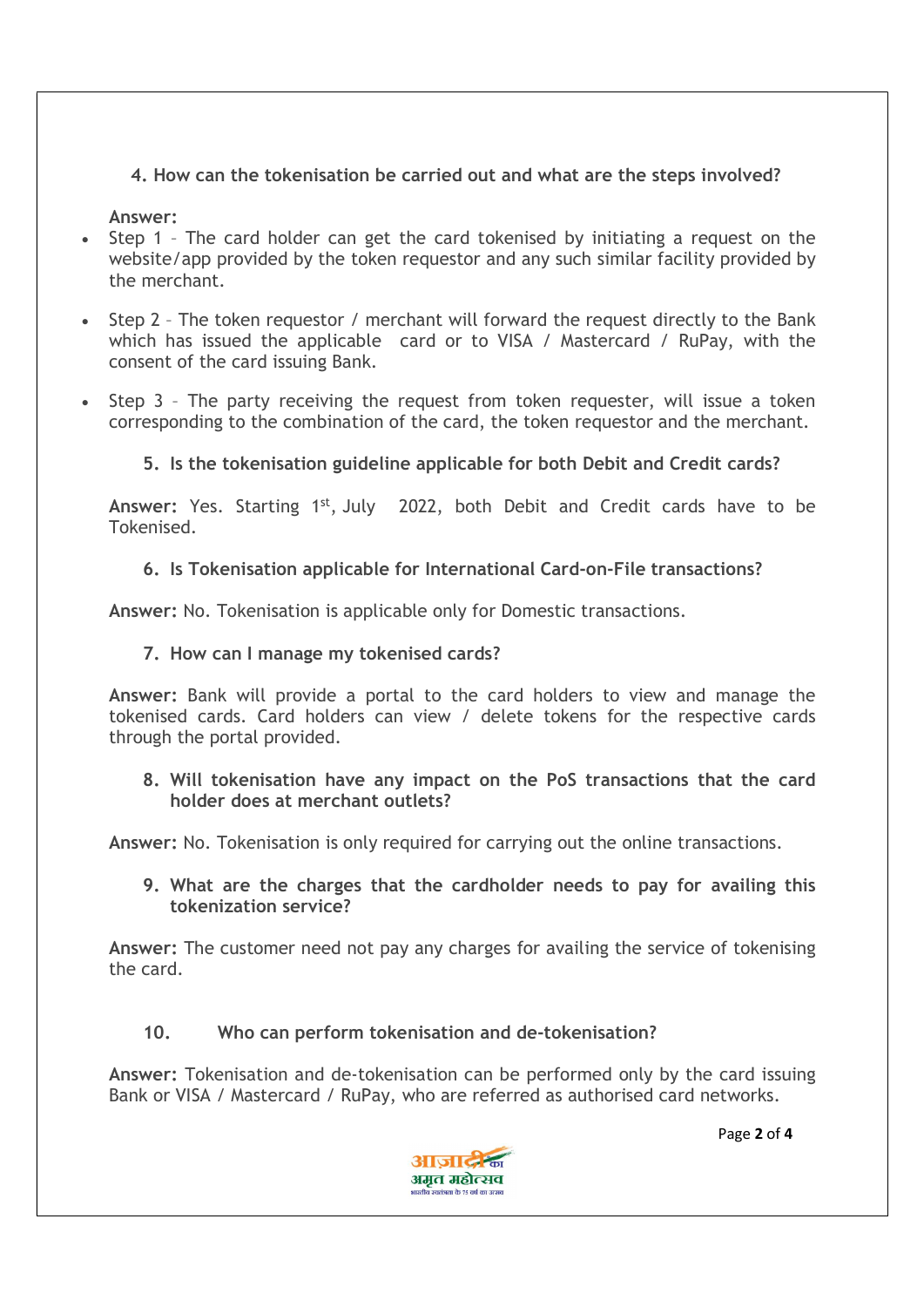4. **How can the tokenisation be carried out and what are the steps involved?**

**Answer:**

- Step 1 – The card holder can get the card tokenised by initiating a request on the website/app provided by the token requestor and any such similar facility provided by the merchant.
- Step 2 – The token requestor / merchant will forward the request directly to the Bank which has issued the applicable card or to VISA / Mastercard / RuPay, with the consent of the card issuing Bank.
- Step 3 – The party receiving the request from token requester, will issue a token corresponding to the combination of the card, the token requestor and the merchant.

5. **Is the tokenisation guideline applicable for both Debit and Credit cards?**

**Answer:** Yes. Starting 1st, July 2022, both Debit and Credit cards have to be Tokenised.

6. **Is Tokenisation applicable for International Card-on-File transactions?**

**Answer:** No. Tokenisation is applicable only for Domestic transactions.

7. **How can I manage my tokenised cards?**

**Answer:** Bank will provide a portal to the card holders to view and manage the tokenised cards. Card holders can view / delete tokens for the respective cards through the portal provided.

8. **Will tokenisation have any impact on the PoS transactions that the card holder does at merchant outlets?**

**Answer:** No. Tokenisation is only required for carrying out the online transactions.

9. **What are the charges that the cardholder needs to pay for availing this tokenization service?**

**Answer:** The customer need not pay any charges for availing the service of tokenising the card.

10. **Who can perform tokenisation and de-tokenisation?**

**Answer:** Tokenisation and de-tokenisation can be performed only by the card issuing Bank or VISA / Mastercard / RuPay, who are referred as authorised card networks.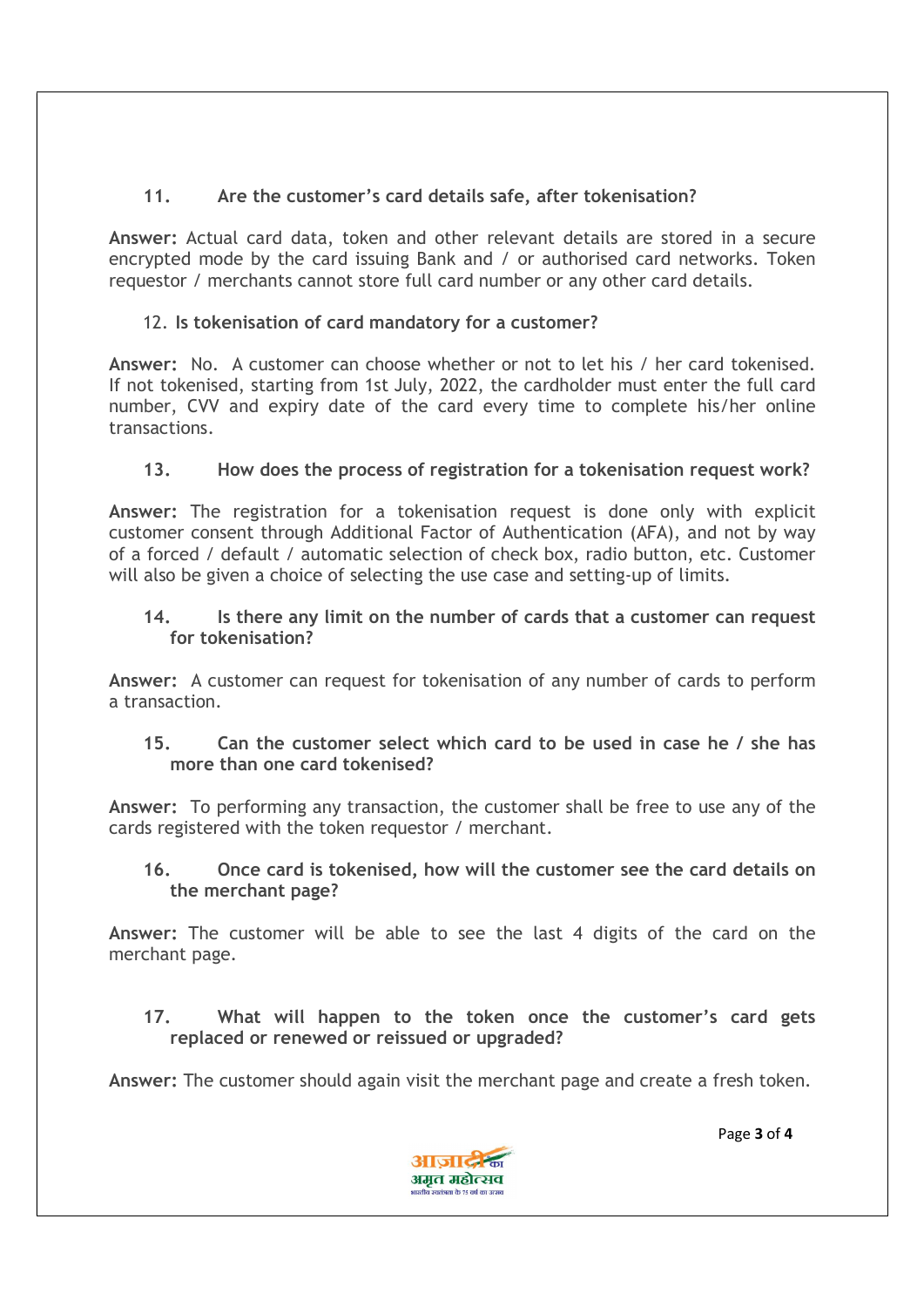### 11. Are the customer's card details safe, after tokenisation?

**Answer:** Actual card data, token and other relevant details are stored in a secure encrypted mode by the card issuing Bank and / or authorised card networks. Token requestor / merchants cannot store full card number or any other card details.

### 12. Is tokenisation of card mandatory for a customer?

**Answer:** No. A customer can choose whether or not to let his / her card tokenised. If not tokenised, starting from 1st July, 2022, the cardholder must enter the full card number, CVV and expiry date of the card every time to complete his/her online transactions.

### 13. How does the process of registration for a tokenisation request work?

**Answer:** The registration for a tokenisation request is done only with explicit customer consent through Additional Factor of Authentication (AFA), and not by way of a forced / default / automatic selection of check box, radio button, etc. Customer will also be given a choice of selecting the use case and setting-up of limits.

### 14. Is there any limit on the number of cards that a customer can request for tokenisation?

**Answer:** A customer can request for tokenisation of any number of cards to perform a transaction.

### 15. Can the customer select which card to be used in case he / she has more than one card tokenised?

**Answer:** To performing any transaction, the customer shall be free to use any of the cards registered with the token requestor / merchant.

### 16. Once card is tokenised, how will the customer see the card details on the merchant page?

**Answer:** The customer will be able to see the last 4 digits of the card on the merchant page.

### 17. What will happen to the token once the customer's card gets replaced or renewed or reissued or upgraded?

**Answer:** The customer should again visit the merchant page and create a fresh token.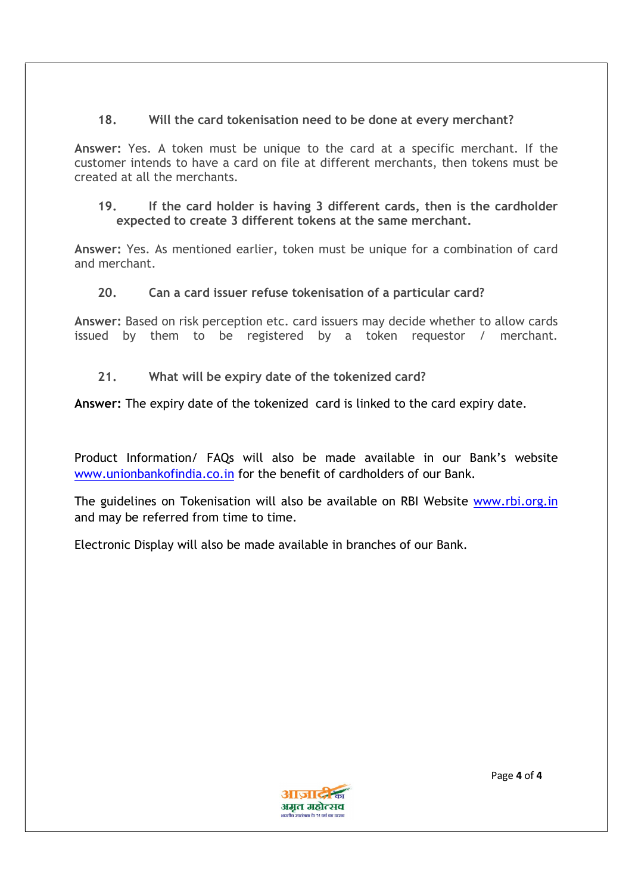**18. Will the card tokenisation need to be done at every merchant?**

**Answer:** Yes. A token must be unique to the card at a specific merchant. If the customer intends to have a card on file at different merchants, then tokens must be created at all the merchants.

**19. If the card holder is having 3 different cards, then is the cardholder expected to create 3 different tokens at the same merchant.**

**Answer:** Yes. As mentioned earlier, token must be unique for a combination of card and merchant.

**20. Can a card issuer refuse tokenisation of a particular card?**

**Answer:** Based on risk perception etc. card issuers may decide whether to allow cards issued by them to be registered by a token requestor / merchant.

**21. What will be expiry date of the tokenized card?**

**Answer:** The expiry date of the tokenized card is linked to the card expiry date.

Product Information/ FAQs will also be made available in our Bank's website [www.unionbankofindia.co.in](http://www.unionbankofindia.co.in) for the benefit of cardholders of our Bank.

The guidelines on Tokenisation will also be available on RBI Website [www.rbi.org.in](http://www.rbi.org.in) and may be referred from time to time.

Electronic Display will also be made available in branches of our Bank.